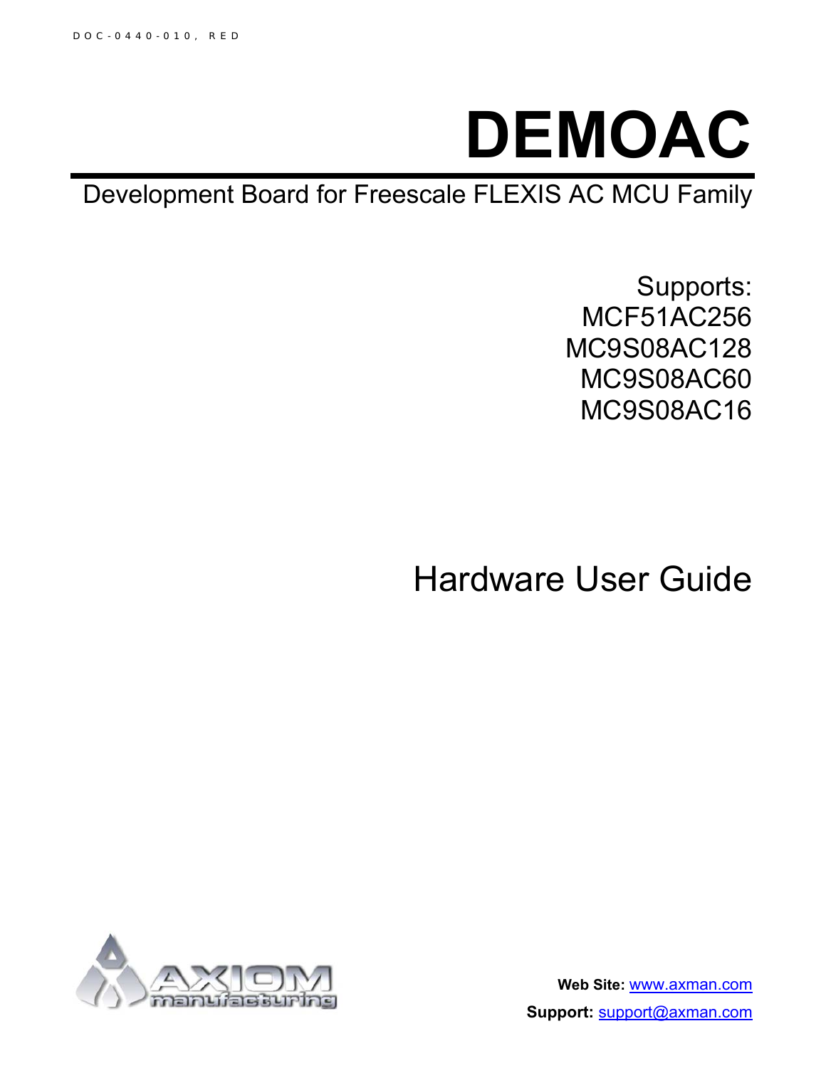DOC-0440-010, RED

# DEMOAC

Development Board for Freescale FLEXIS AC MCU Family

Supports:
MCF51AC256
MC9S08AC128
MC9S08AC60
MC9S08AC16

## Hardware User Guide

**Web Site:** www.axman.com

**Support:** support@axman.com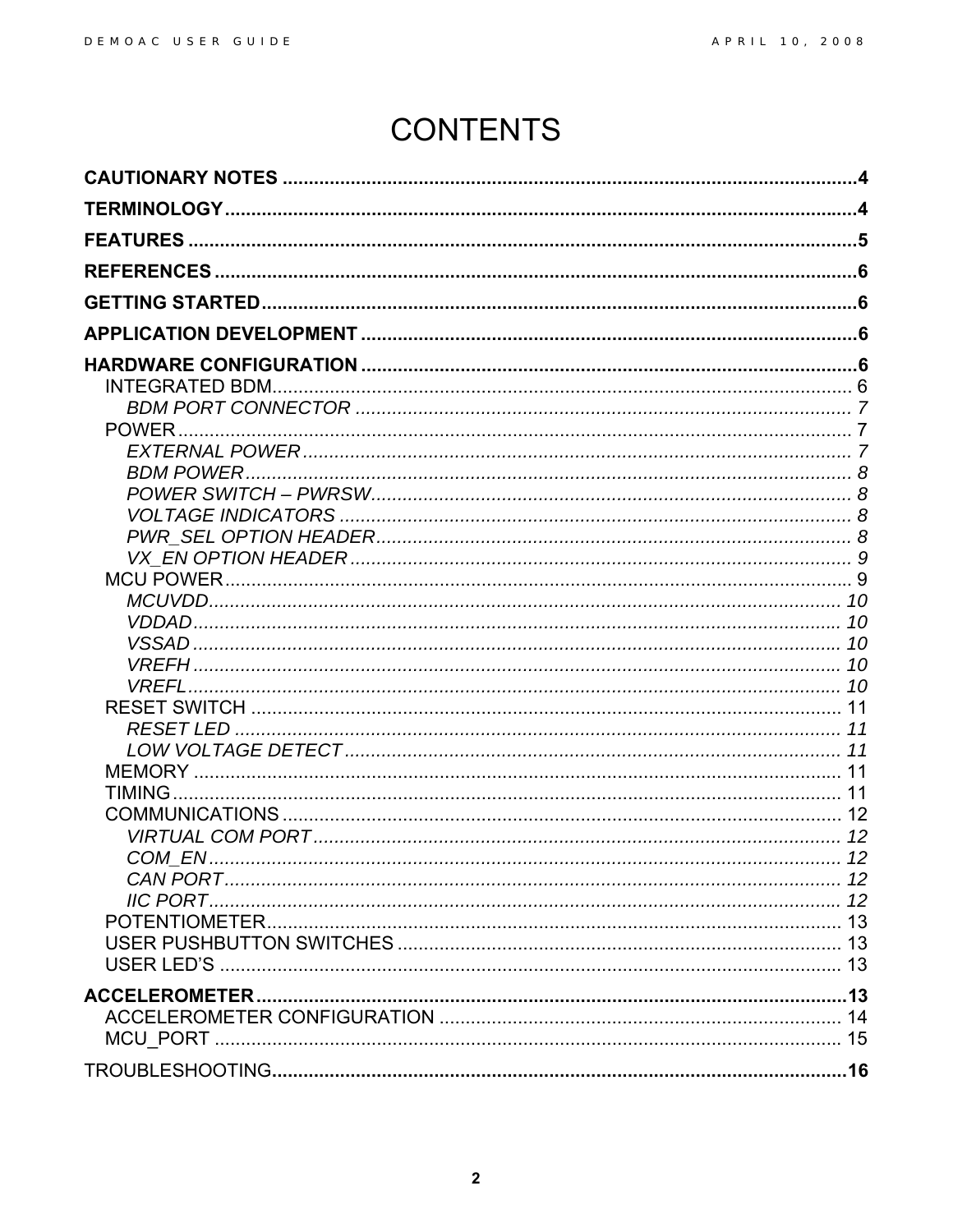# CONTENTS

**CAUTIONARY NOTES** .......... 4

**TERMINOLOGY** .......... 4

**FEATURES** .......... 5

**REFERENCES** .......... 6

**GETTING STARTED** .......... 6

**APPLICATION DEVELOPMENT** .......... 6

**HARDWARE CONFIGURATION** .......... 6

- INTEGRATED BDM .......... 6
  - *BDM PORT CONNECTOR* .......... 7
- POWER .......... 7
  - *EXTERNAL POWER* .......... 7
  - *BDM POWER* .......... 8
  - *POWER SWITCH – PWRSW* .......... 8
  - *VOLTAGE INDICATORS* .......... 8
  - *PWR_SEL OPTION HEADER* .......... 8
  - *VX_EN OPTION HEADER* .......... 9
- MCU POWER .......... 9
  - *MCUVDD* .......... 10
  - *VDDAD* .......... 10
  - *VSSAD* .......... 10
  - *VREFH* .......... 10
  - *VREFL* .......... 10
- RESET SWITCH .......... 11
  - *RESET LED* .......... 11
  - *LOW VOLTAGE DETECT* .......... 11
- MEMORY .......... 11
- TIMING .......... 11
- COMMUNICATIONS .......... 12
  - *VIRTUAL COM PORT* .......... 12
  - *COM_EN* .......... 12
  - *CAN PORT* .......... 12
  - *IIC PORT* .......... 12
- POTENTIOMETER .......... 13
- USER PUSHBUTTON SWITCHES .......... 13
- USER LED'S .......... 13

**ACCELEROMETER** .......... 13

- ACCELEROMETER CONFIGURATION .......... 14
- MCU_PORT .......... 15

TROUBLESHOOTING .......... 16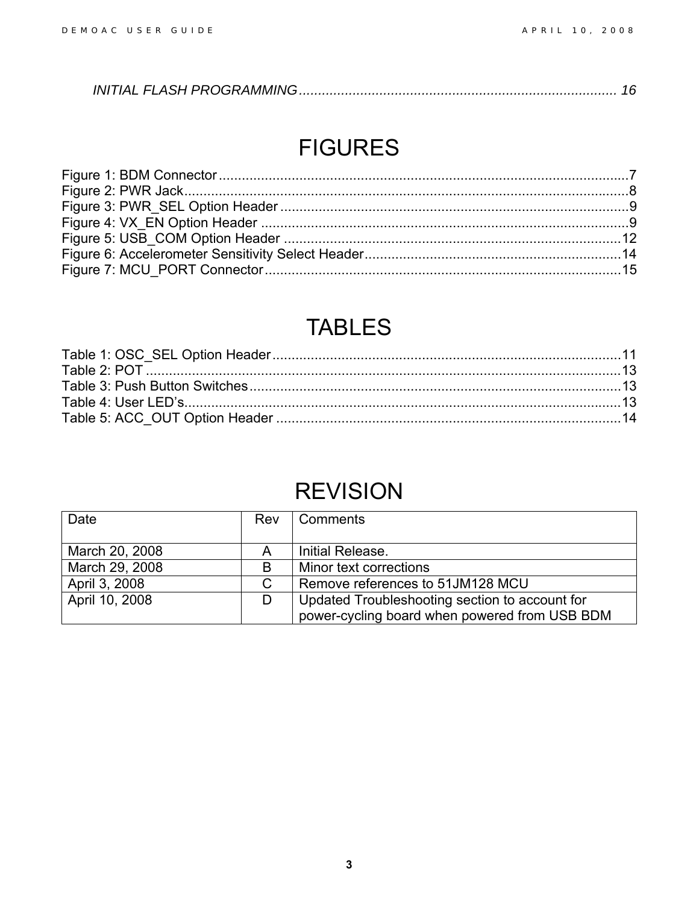*INITIAL FLASH PROGRAMMING* ................................................................................... *16*

# FIGURES

Figure 1: BDM Connector ...........................................................................................................7
Figure 2: PWR Jack....................................................................................................................8
Figure 3: PWR_SEL Option Header ...........................................................................................9
Figure 4: VX_EN Option Header ................................................................................................9
Figure 5: USB_COM Option Header .........................................................................................12
Figure 6: Accelerometer Sensitivity Select Header...................................................................14
Figure 7: MCU_PORT Connector..............................................................................................15

# TABLES

Table 1: OSC_SEL Option Header ...........................................................................................11
Table 2: POT .............................................................................................................................13
Table 3: Push Button Switches..................................................................................................13
Table 4: User LED's...................................................................................................................13
Table 5: ACC_OUT Option Header ...........................................................................................14

# REVISION

| Date | Rev | Comments |
|---|---|---|
| March 20, 2008 | A | Initial Release. |
| March 29, 2008 | B | Minor text corrections |
| April 3, 2008 | C | Remove references to 51JM128 MCU |
| April 10, 2008 | D | Updated Troubleshooting section to account for power-cycling board when powered from USB BDM |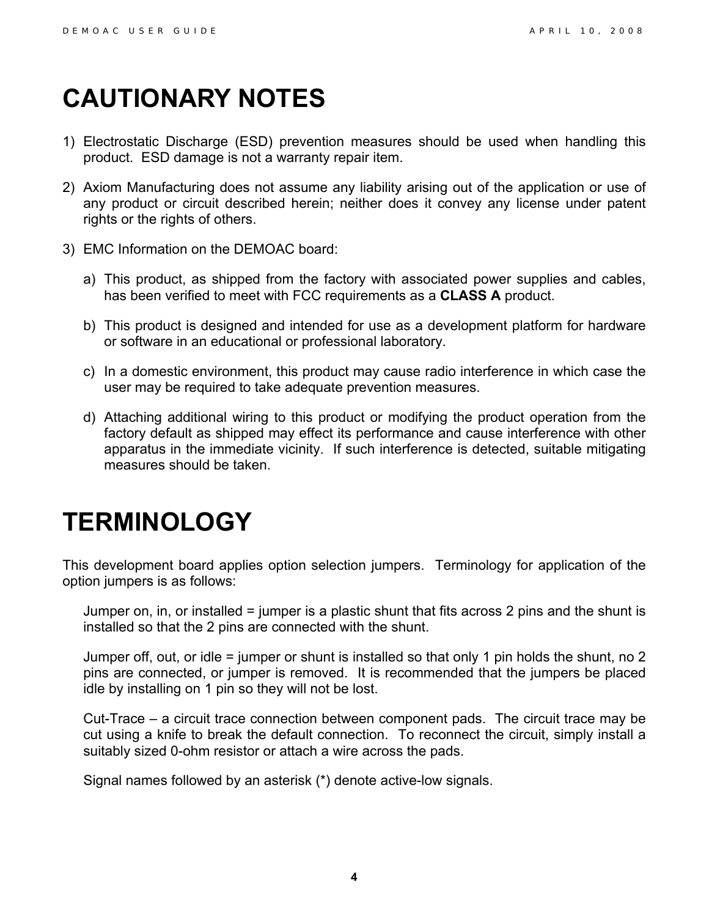# CAUTIONARY NOTES

1) Electrostatic Discharge (ESD) prevention measures should be used when handling this product. ESD damage is not a warranty repair item.

2) Axiom Manufacturing does not assume any liability arising out of the application or use of any product or circuit described herein; neither does it convey any license under patent rights or the rights of others.

3) EMC Information on the DEMOAC board:

   a) This product, as shipped from the factory with associated power supplies and cables, has been verified to meet with FCC requirements as a **CLASS A** product.

   b) This product is designed and intended for use as a development platform for hardware or software in an educational or professional laboratory.

   c) In a domestic environment, this product may cause radio interference in which case the user may be required to take adequate prevention measures.

   d) Attaching additional wiring to this product or modifying the product operation from the factory default as shipped may effect its performance and cause interference with other apparatus in the immediate vicinity. If such interference is detected, suitable mitigating measures should be taken.

# TERMINOLOGY

This development board applies option selection jumpers. Terminology for application of the option jumpers is as follows:

Jumper on, in, or installed = jumper is a plastic shunt that fits across 2 pins and the shunt is installed so that the 2 pins are connected with the shunt.

Jumper off, out, or idle = jumper or shunt is installed so that only 1 pin holds the shunt, no 2 pins are connected, or jumper is removed. It is recommended that the jumpers be placed idle by installing on 1 pin so they will not be lost.

Cut-Trace – a circuit trace connection between component pads. The circuit trace may be cut using a knife to break the default connection. To reconnect the circuit, simply install a suitably sized 0-ohm resistor or attach a wire across the pads.

Signal names followed by an asterisk (*) denote active-low signals.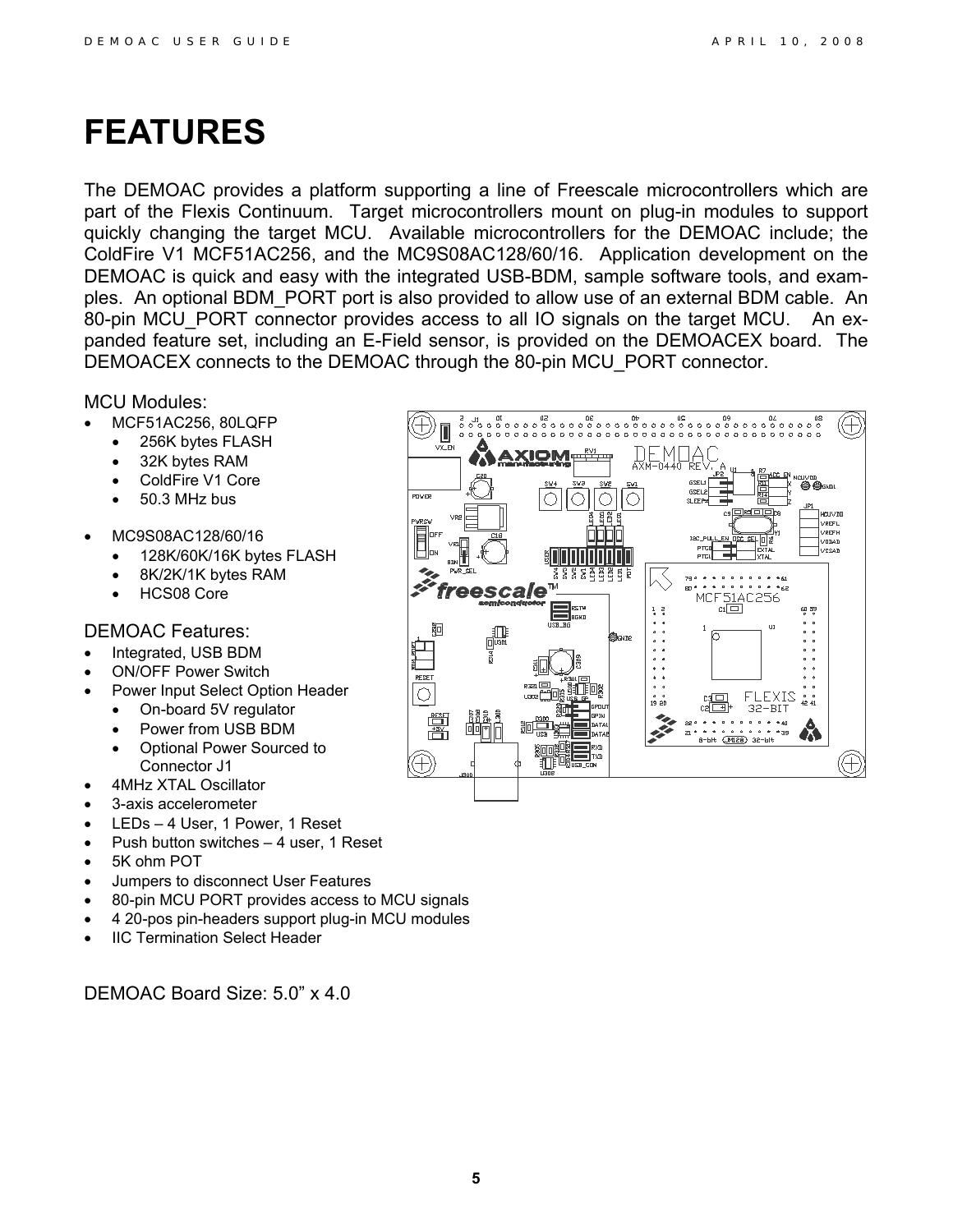# FEATURES

The DEMOAC provides a platform supporting a line of Freescale microcontrollers which are part of the Flexis Continuum. Target microcontrollers mount on plug-in modules to support quickly changing the target MCU. Available microcontrollers for the DEMOAC include; the ColdFire V1 MCF51AC256, and the MC9S08AC128/60/16. Application development on the DEMOAC is quick and easy with the integrated USB-BDM, sample software tools, and examples. An optional BDM_PORT port is also provided to allow use of an external BDM cable. An 80-pin MCU_PORT connector provides access to all IO signals on the target MCU. An expanded feature set, including an E-Field sensor, is provided on the DEMOACEX board. The DEMOACEX connects to the DEMOAC through the 80-pin MCU_PORT connector.

MCU Modules:

- MCF51AC256, 80LQFP
  - 256K bytes FLASH
  - 32K bytes RAM
  - ColdFire V1 Core
  - 50.3 MHz bus

- MC9S08AC128/60/16
  - 128K/60K/16K bytes FLASH
  - 8K/2K/1K bytes RAM
  - HCS08 Core

DEMOAC Features:

- Integrated, USB BDM
- ON/OFF Power Switch
- Power Input Select Option Header
  - On-board 5V regulator
  - Power from USB BDM
  - Optional Power Sourced to Connector J1
- 4MHz XTAL Oscillator
- 3-axis accelerometer
- LEDs – 4 User, 1 Power, 1 Reset
- Push button switches – 4 user, 1 Reset
- 5K ohm POT
- Jumpers to disconnect User Features
- 80-pin MCU PORT provides access to MCU signals
- 4 20-pos pin-headers support plug-in MCU modules
- IIC Termination Select Header

DEMOAC Board Size: 5.0" x 4.0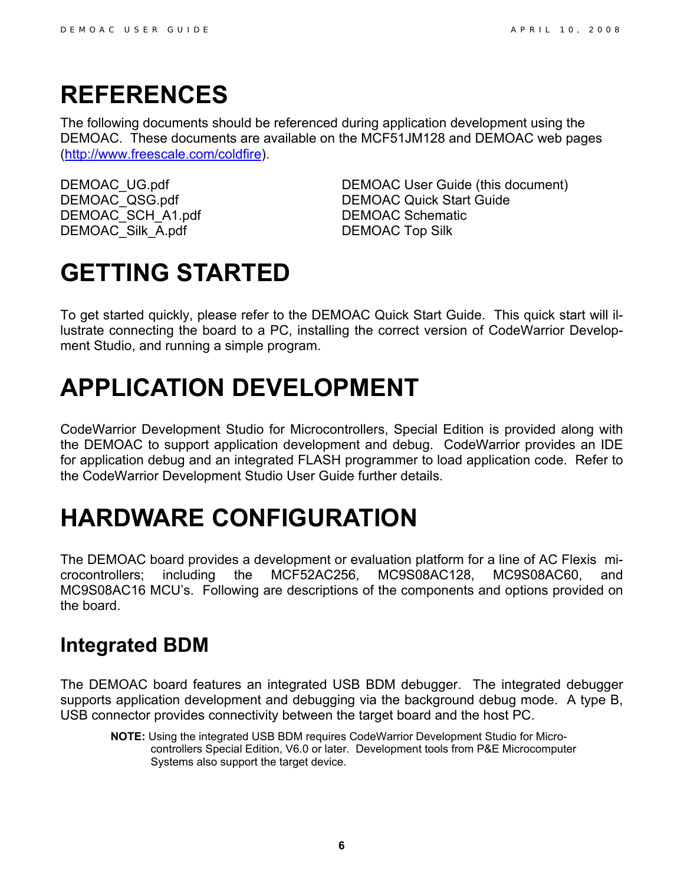# REFERENCES

The following documents should be referenced during application development using the DEMOAC. These documents are available on the MCF51JM128 and DEMOAC web pages (http://www.freescale.com/coldfire).

| | |
|---|---|
| DEMOAC_UG.pdf | DEMOAC User Guide (this document) |
| DEMOAC_QSG.pdf | DEMOAC Quick Start Guide |
| DEMOAC_SCH_A1.pdf | DEMOAC Schematic |
| DEMOAC_Silk_A.pdf | DEMOAC Top Silk |

# GETTING STARTED

To get started quickly, please refer to the DEMOAC Quick Start Guide. This quick start will illustrate connecting the board to a PC, installing the correct version of CodeWarrior Development Studio, and running a simple program.

# APPLICATION DEVELOPMENT

CodeWarrior Development Studio for Microcontrollers, Special Edition is provided along with the DEMOAC to support application development and debug. CodeWarrior provides an IDE for application debug and an integrated FLASH programmer to load application code. Refer to the CodeWarrior Development Studio User Guide further details.

# HARDWARE CONFIGURATION

The DEMOAC board provides a development or evaluation platform for a line of AC Flexis microcontrollers; including the MCF52AC256, MC9S08AC128, MC9S08AC60, and MC9S08AC16 MCU's. Following are descriptions of the components and options provided on the board.

## Integrated BDM

The DEMOAC board features an integrated USB BDM debugger. The integrated debugger supports application development and debugging via the background debug mode. A type B, USB connector provides connectivity between the target board and the host PC.

> **NOTE:** Using the integrated USB BDM requires CodeWarrior Development Studio for Microcontrollers Special Edition, V6.0 or later. Development tools from P&E Microcomputer Systems also support the target device.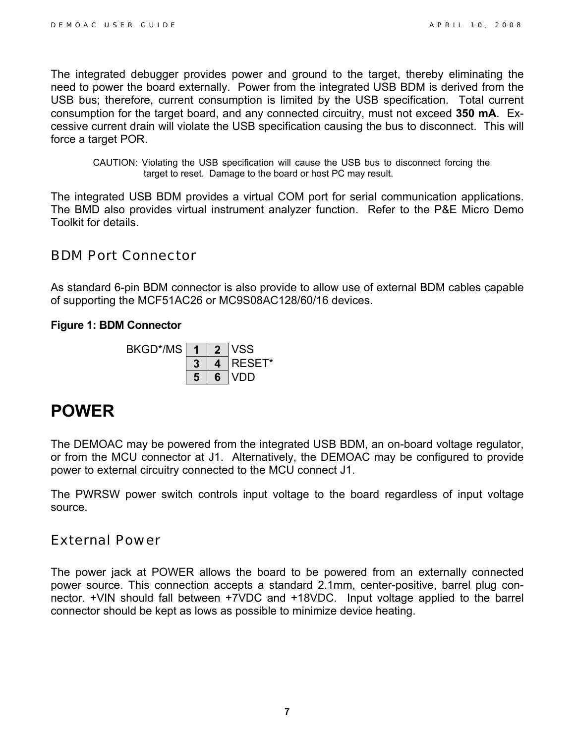The integrated debugger provides power and ground to the target, thereby eliminating the need to power the board externally. Power from the integrated USB BDM is derived from the USB bus; therefore, current consumption is limited by the USB specification. Total current consumption for the target board, and any connected circuitry, must not exceed **350 mA**. Excessive current drain will violate the USB specification causing the bus to disconnect. This will force a target POR.

> CAUTION: Violating the USB specification will cause the USB bus to disconnect forcing the target to reset. Damage to the board or host PC may result.

The integrated USB BDM provides a virtual COM port for serial communication applications. The BMD also provides virtual instrument analyzer function. Refer to the P&E Micro Demo Toolkit for details.

## BDM Port Connector

As standard 6-pin BDM connector is also provide to allow use of external BDM cables capable of supporting the MCF51AC26 or MC9S08AC128/60/16 devices.

**Figure 1: BDM Connector**

| Signal | Pin | Pin | Signal |
|---|---|---|---|
| BKGD*/MS | 1 | 2 | VSS |
| | 3 | 4 | RESET* |
| | 5 | 6 | VDD |

# POWER

The DEMOAC may be powered from the integrated USB BDM, an on-board voltage regulator, or from the MCU connector at J1. Alternatively, the DEMOAC may be configured to provide power to external circuitry connected to the MCU connect J1.

The PWRSW power switch controls input voltage to the board regardless of input voltage source.

## External Power

The power jack at POWER allows the board to be powered from an externally connected power source. This connection accepts a standard 2.1mm, center-positive, barrel plug connector. +VIN should fall between +7VDC and +18VDC. Input voltage applied to the barrel connector should be kept as lows as possible to minimize device heating.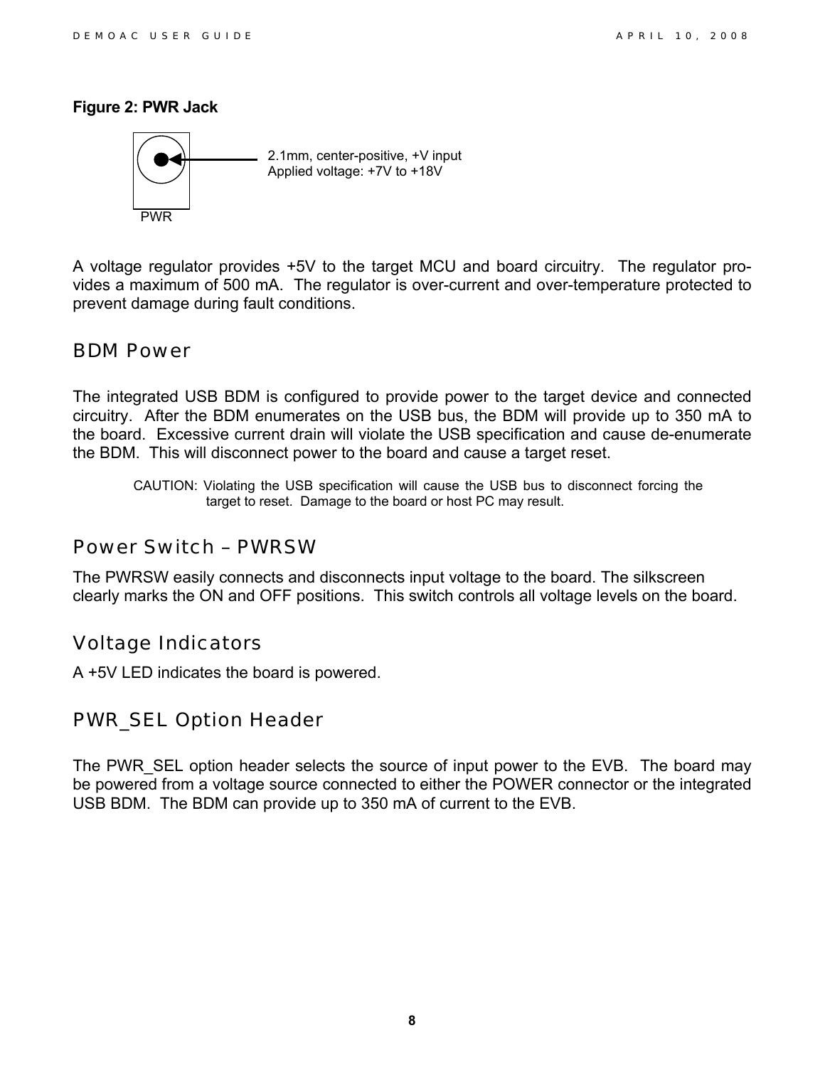**Figure 2: PWR Jack**

PWR

2.1mm, center-positive, +V input
Applied voltage: +7V to +18V

A voltage regulator provides +5V to the target MCU and board circuitry. The regulator provides a maximum of 500 mA. The regulator is over-current and over-temperature protected to prevent damage during fault conditions.

## BDM Power

The integrated USB BDM is configured to provide power to the target device and connected circuitry. After the BDM enumerates on the USB bus, the BDM will provide up to 350 mA to the board. Excessive current drain will violate the USB specification and cause de-enumerate the BDM. This will disconnect power to the board and cause a target reset.

> CAUTION: Violating the USB specification will cause the USB bus to disconnect forcing the target to reset. Damage to the board or host PC may result.

## Power Switch – PWRSW

The PWRSW easily connects and disconnects input voltage to the board. The silkscreen clearly marks the ON and OFF positions. This switch controls all voltage levels on the board.

## Voltage Indicators

A +5V LED indicates the board is powered.

## PWR_SEL Option Header

The PWR_SEL option header selects the source of input power to the EVB. The board may be powered from a voltage source connected to either the POWER connector or the integrated USB BDM. The BDM can provide up to 350 mA of current to the EVB.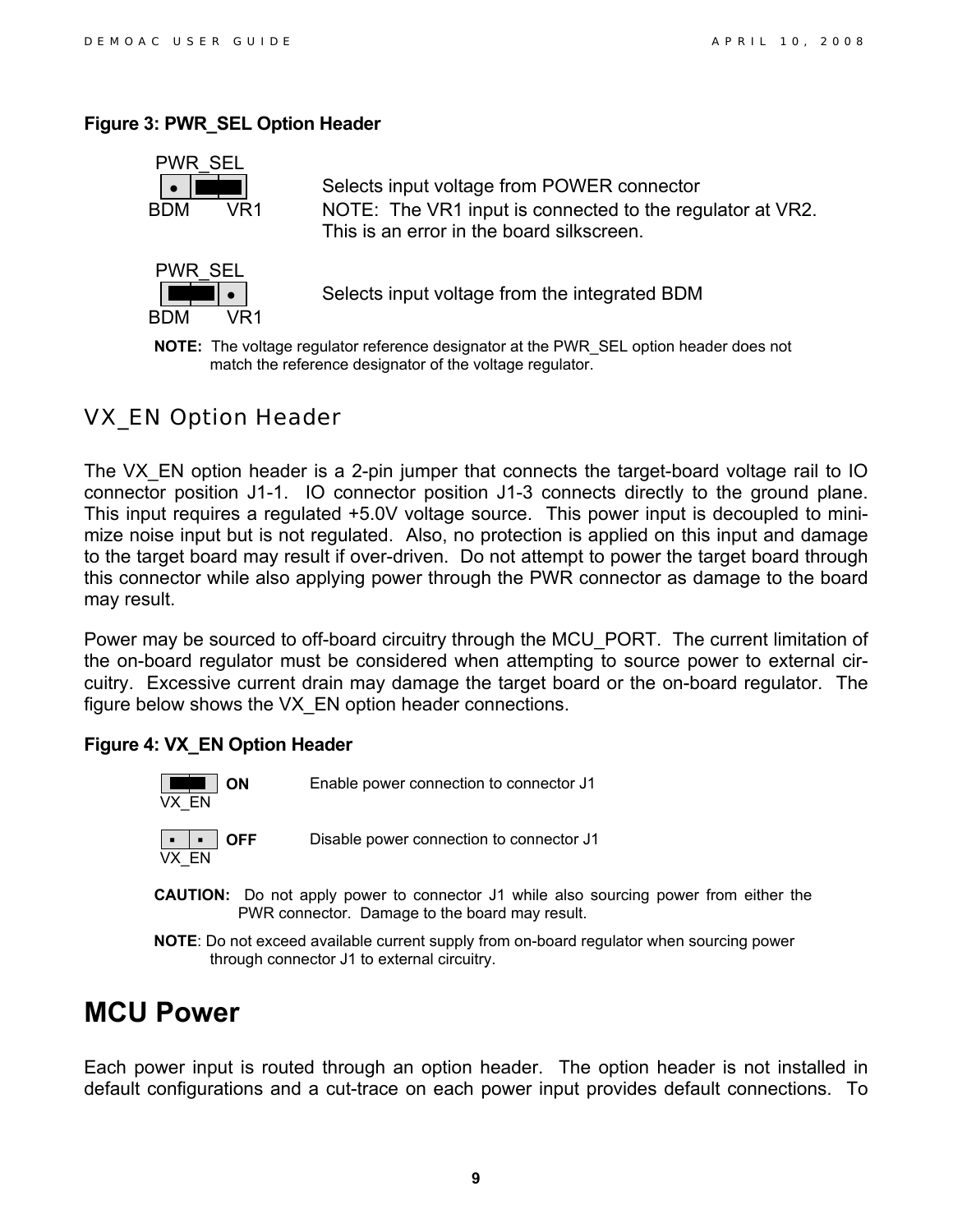**Figure 3: PWR_SEL Option Header**

| PWR_SEL | |
|---|---|
| BDM ● [VR1 jumpered] VR1 | Selects input voltage from POWER connector<br>NOTE: The VR1 input is connected to the regulator at VR2. This is an error in the board silkscreen. |
| [BDM jumpered] ● VR1 | Selects input voltage from the integrated BDM |

**NOTE:** The voltage regulator reference designator at the PWR_SEL option header does not match the reference designator of the voltage regulator.

## VX_EN Option Header

The VX_EN option header is a 2-pin jumper that connects the target-board voltage rail to IO connector position J1-1. IO connector position J1-3 connects directly to the ground plane. This input requires a regulated +5.0V voltage source. This power input is decoupled to minimize noise input but is not regulated. Also, no protection is applied on this input and damage to the target board may result if over-driven. Do not attempt to power the target board through this connector while also applying power through the PWR connector as damage to the board may result.

Power may be sourced to off-board circuitry through the MCU_PORT. The current limitation of the on-board regulator must be considered when attempting to source power to external circuitry. Excessive current drain may damage the target board or the on-board regulator. The figure below shows the VX_EN option header connections.

**Figure 4: VX_EN Option Header**

| VX_EN | | |
|---|---|---|
| [jumpered] | **ON** | Enable power connection to connector J1 |
| ▪ ▪ | **OFF** | Disable power connection to connector J1 |

**CAUTION:** Do not apply power to connector J1 while also sourcing power from either the PWR connector. Damage to the board may result.

**NOTE**: Do not exceed available current supply from on-board regulator when sourcing power through connector J1 to external circuitry.

# MCU Power

Each power input is routed through an option header. The option header is not installed in default configurations and a cut-trace on each power input provides default connections. To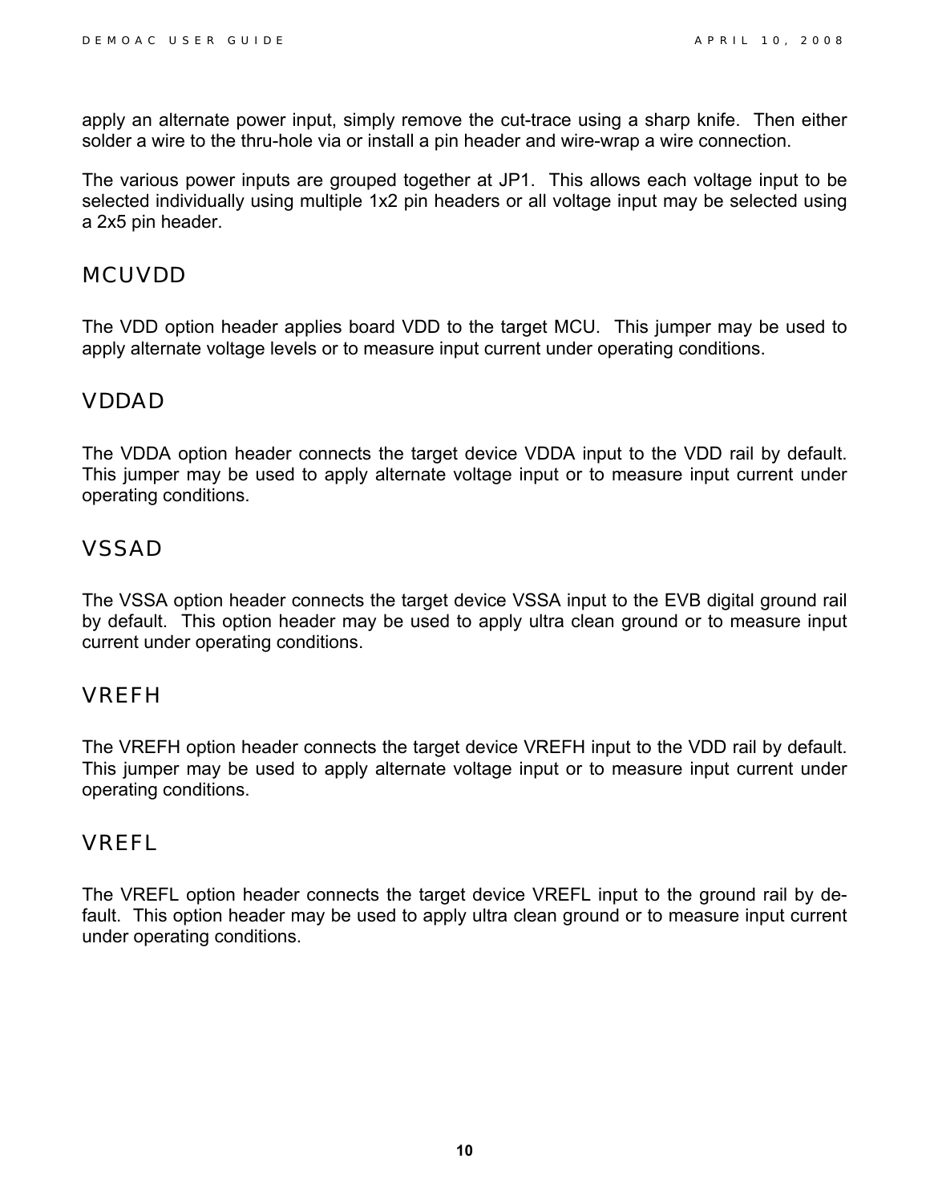apply an alternate power input, simply remove the cut-trace using a sharp knife. Then either solder a wire to the thru-hole via or install a pin header and wire-wrap a wire connection.

The various power inputs are grouped together at JP1. This allows each voltage input to be selected individually using multiple 1x2 pin headers or all voltage input may be selected using a 2x5 pin header.

## MCUVDD

The VDD option header applies board VDD to the target MCU. This jumper may be used to apply alternate voltage levels or to measure input current under operating conditions.

## VDDAD

The VDDA option header connects the target device VDDA input to the VDD rail by default. This jumper may be used to apply alternate voltage input or to measure input current under operating conditions.

## VSSAD

The VSSA option header connects the target device VSSA input to the EVB digital ground rail by default. This option header may be used to apply ultra clean ground or to measure input current under operating conditions.

## VREFH

The VREFH option header connects the target device VREFH input to the VDD rail by default. This jumper may be used to apply alternate voltage input or to measure input current under operating conditions.

## VREFL

The VREFL option header connects the target device VREFL input to the ground rail by default. This option header may be used to apply ultra clean ground or to measure input current under operating conditions.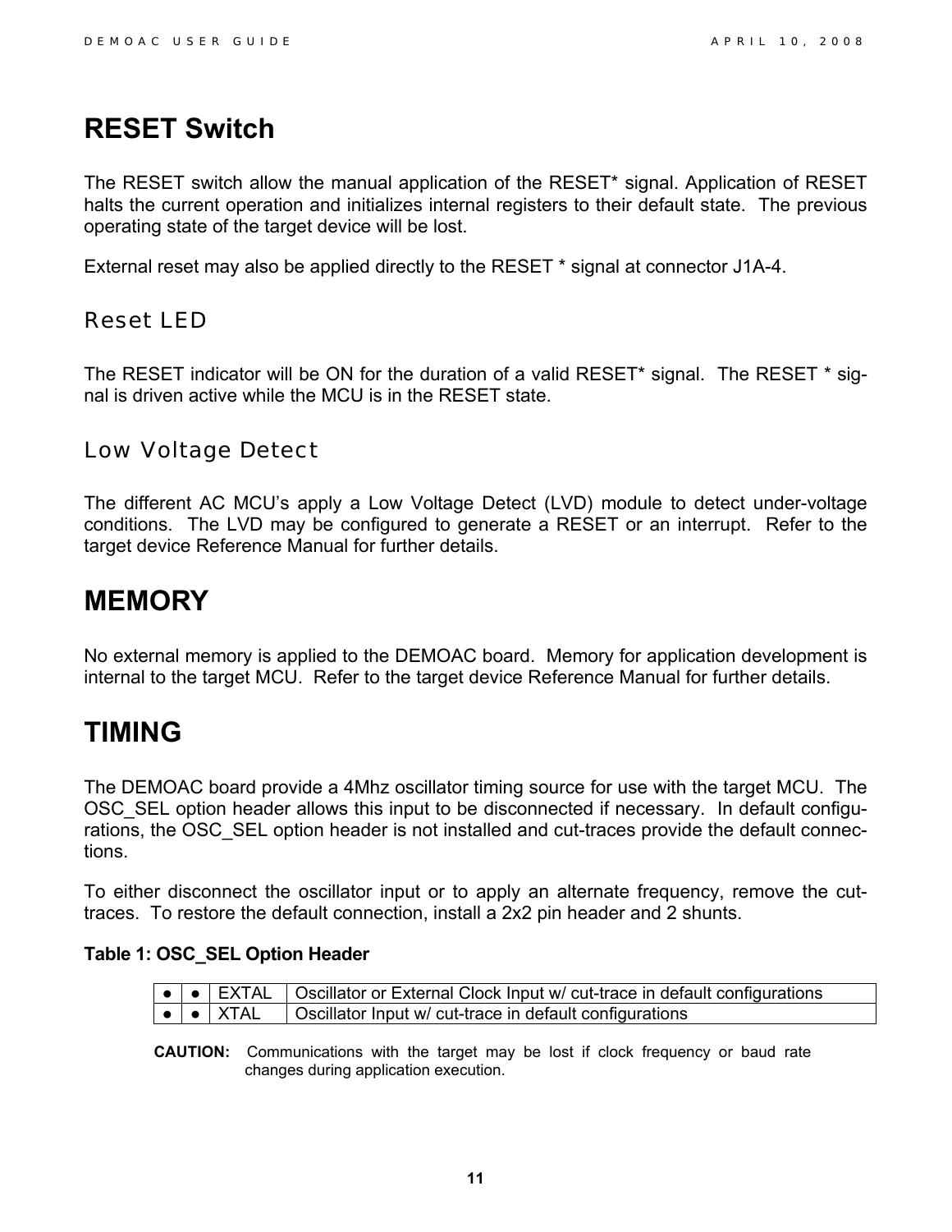# RESET Switch

The RESET switch allow the manual application of the RESET* signal. Application of RESET halts the current operation and initializes internal registers to their default state. The previous operating state of the target device will be lost.

External reset may also be applied directly to the RESET * signal at connector J1A-4.

## Reset LED

The RESET indicator will be ON for the duration of a valid RESET* signal. The RESET * signal is driven active while the MCU is in the RESET state.

## Low Voltage Detect

The different AC MCU's apply a Low Voltage Detect (LVD) module to detect under-voltage conditions. The LVD may be configured to generate a RESET or an interrupt. Refer to the target device Reference Manual for further details.

# MEMORY

No external memory is applied to the DEMOAC board. Memory for application development is internal to the target MCU. Refer to the target device Reference Manual for further details.

# TIMING

The DEMOAC board provide a 4Mhz oscillator timing source for use with the target MCU. The OSC_SEL option header allows this input to be disconnected if necessary. In default configurations, the OSC_SEL option header is not installed and cut-traces provide the default connections.

To either disconnect the oscillator input or to apply an alternate frequency, remove the cut-traces. To restore the default connection, install a 2x2 pin header and 2 shunts.

**Table 1: OSC_SEL Option Header**

| | | | |
|---|---|---|---|
| ● | ● | EXTAL | Oscillator or External Clock Input w/ cut-trace in default configurations |
| ● | ● | XTAL | Oscillator Input w/ cut-trace in default configurations |

**CAUTION:** Communications with the target may be lost if clock frequency or baud rate changes during application execution.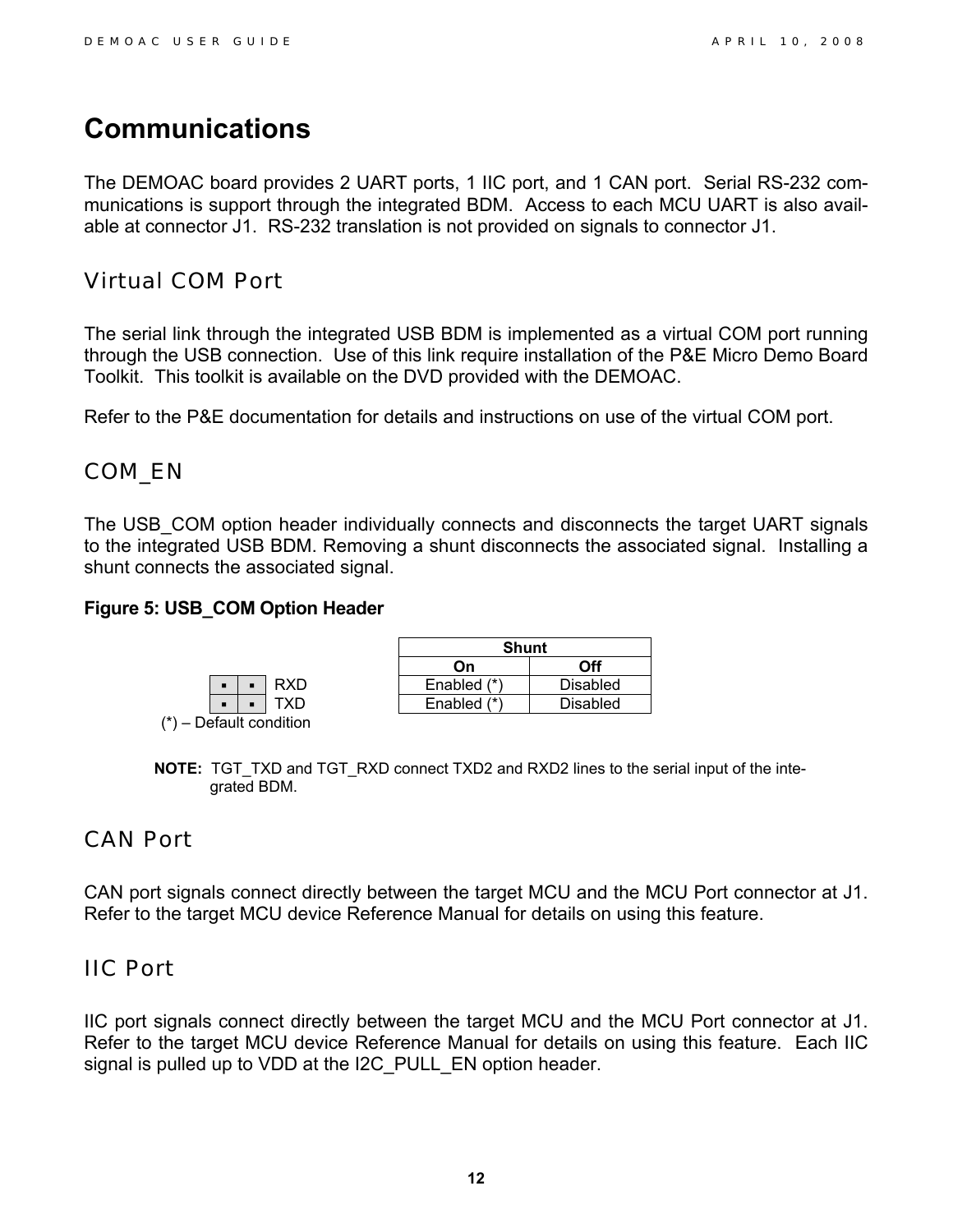# Communications

The DEMOAC board provides 2 UART ports, 1 IIC port, and 1 CAN port. Serial RS-232 communications is support through the integrated BDM. Access to each MCU UART is also available at connector J1. RS-232 translation is not provided on signals to connector J1.

## Virtual COM Port

The serial link through the integrated USB BDM is implemented as a virtual COM port running through the USB connection. Use of this link require installation of the P&E Micro Demo Board Toolkit. This toolkit is available on the DVD provided with the DEMOAC.

Refer to the P&E documentation for details and instructions on use of the virtual COM port.

## COM_EN

The USB_COM option header individually connects and disconnects the target UART signals to the integrated USB BDM. Removing a shunt disconnects the associated signal. Installing a shunt connects the associated signal.

**Figure 5: USB_COM Option Header**

| Header | Shunt | |
|---|---|---|
| | **On** | **Off** |
| ▪ ▪ RXD | Enabled (*) | Disabled |
| ▪ ▪ TXD | Enabled (*) | Disabled |

(*) – Default condition

**NOTE:** TGT_TXD and TGT_RXD connect TXD2 and RXD2 lines to the serial input of the integrated BDM.

## CAN Port

CAN port signals connect directly between the target MCU and the MCU Port connector at J1. Refer to the target MCU device Reference Manual for details on using this feature.

## IIC Port

IIC port signals connect directly between the target MCU and the MCU Port connector at J1. Refer to the target MCU device Reference Manual for details on using this feature. Each IIC signal is pulled up to VDD at the I2C_PULL_EN option header.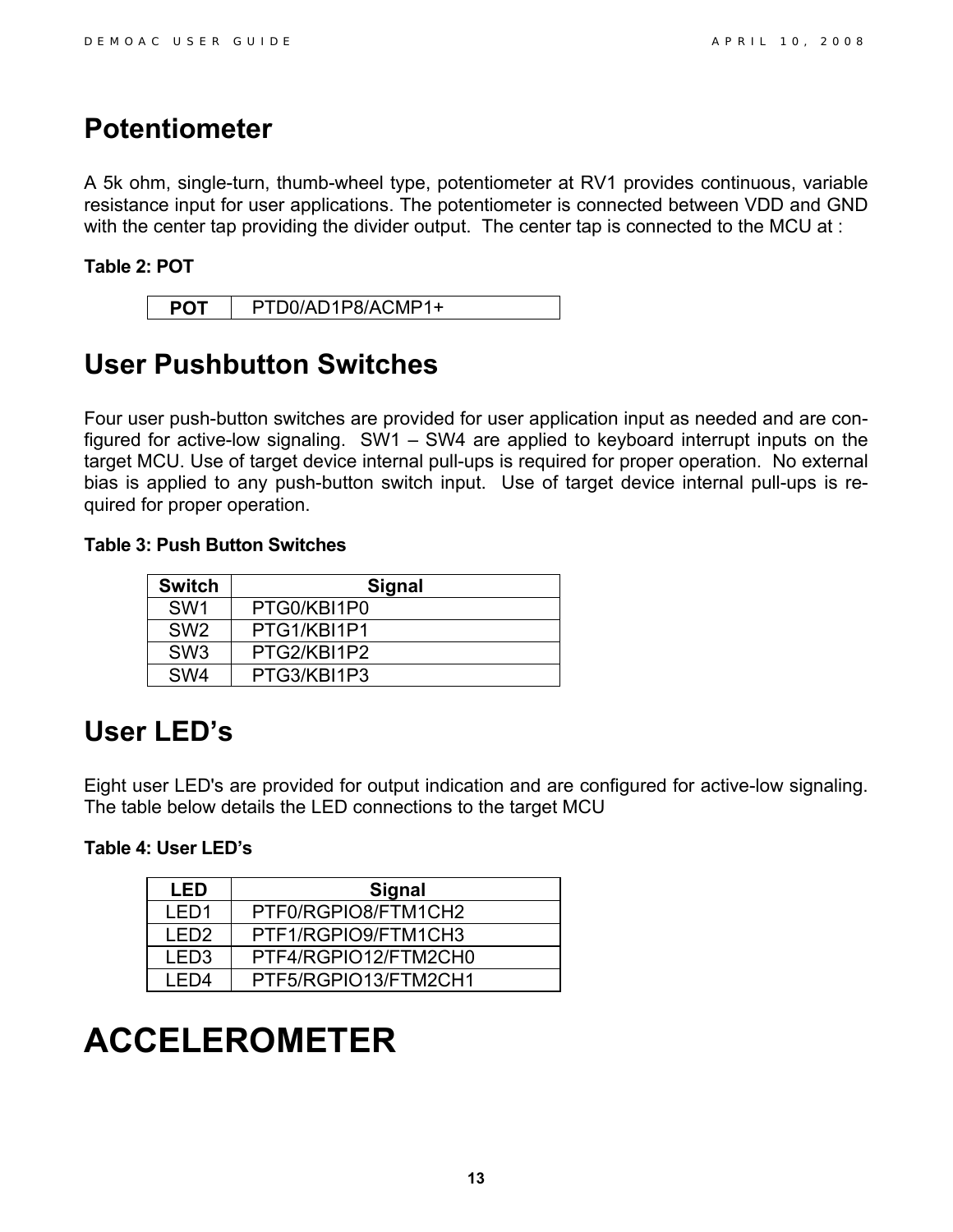# Potentiometer

A 5k ohm, single-turn, thumb-wheel type, potentiometer at RV1 provides continuous, variable resistance input for user applications. The potentiometer is connected between VDD and GND with the center tap providing the divider output. The center tap is connected to the MCU at :

**Table 2: POT**

| **POT** | PTD0/AD1P8/ACMP1+ |
|---|---|

# User Pushbutton Switches

Four user push-button switches are provided for user application input as needed and are configured for active-low signaling. SW1 – SW4 are applied to keyboard interrupt inputs on the target MCU. Use of target device internal pull-ups is required for proper operation. No external bias is applied to any push-button switch input. Use of target device internal pull-ups is required for proper operation.

**Table 3: Push Button Switches**

| Switch | Signal |
|---|---|
| SW1 | PTG0/KBI1P0 |
| SW2 | PTG1/KBI1P1 |
| SW3 | PTG2/KBI1P2 |
| SW4 | PTG3/KBI1P3 |

# User LED's

Eight user LED's are provided for output indication and are configured for active-low signaling. The table below details the LED connections to the target MCU

**Table 4: User LED's**

| LED | Signal |
|---|---|
| LED1 | PTF0/RGPIO8/FTM1CH2 |
| LED2 | PTF1/RGPIO9/FTM1CH3 |
| LED3 | PTF4/RGPIO12/FTM2CH0 |
| LED4 | PTF5/RGPIO13/FTM2CH1 |

# ACCELEROMETER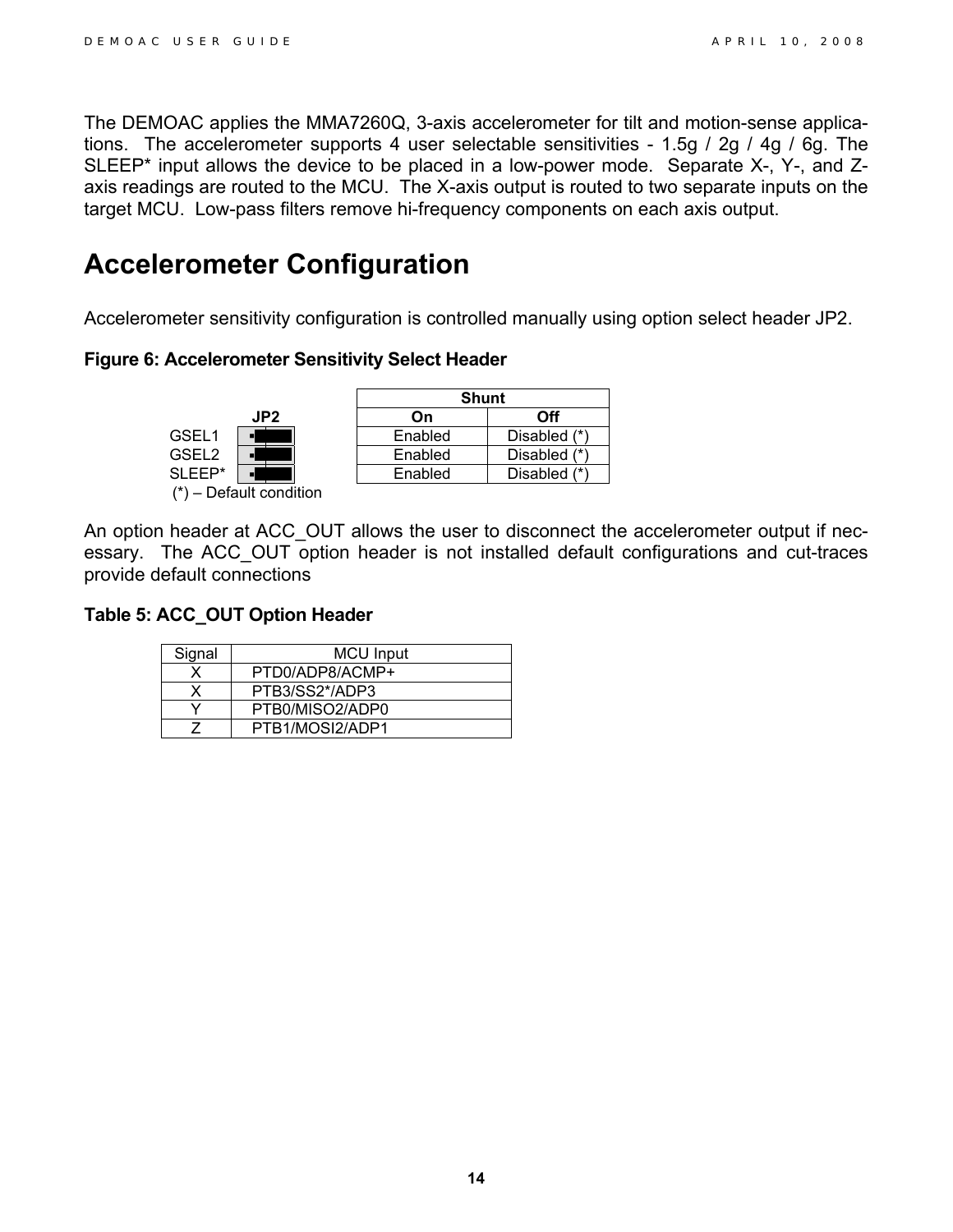The DEMOAC applies the MMA7260Q, 3-axis accelerometer for tilt and motion-sense applications. The accelerometer supports 4 user selectable sensitivities - 1.5g / 2g / 4g / 6g. The SLEEP* input allows the device to be placed in a low-power mode. Separate X-, Y-, and Z-axis readings are routed to the MCU. The X-axis output is routed to two separate inputs on the target MCU. Low-pass filters remove hi-frequency components on each axis output.

# Accelerometer Configuration

Accelerometer sensitivity configuration is controlled manually using option select header JP2.

**Figure 6: Accelerometer Sensitivity Select Header**

| JP2 | Shunt | |
|---|---|---|
| | **On** | **Off** |
| GSEL1 | Enabled | Disabled (*) |
| GSEL2 | Enabled | Disabled (*) |
| SLEEP* | Enabled | Disabled (*) |

(*) – Default condition

An option header at ACC_OUT allows the user to disconnect the accelerometer output if necessary. The ACC_OUT option header is not installed default configurations and cut-traces provide default connections

**Table 5: ACC_OUT Option Header**

| Signal | MCU Input |
|---|---|
| X | PTD0/ADP8/ACMP+ |
| X | PTB3/SS2*/ADP3 |
| Y | PTB0/MISO2/ADP0 |
| Z | PTB1/MOSI2/ADP1 |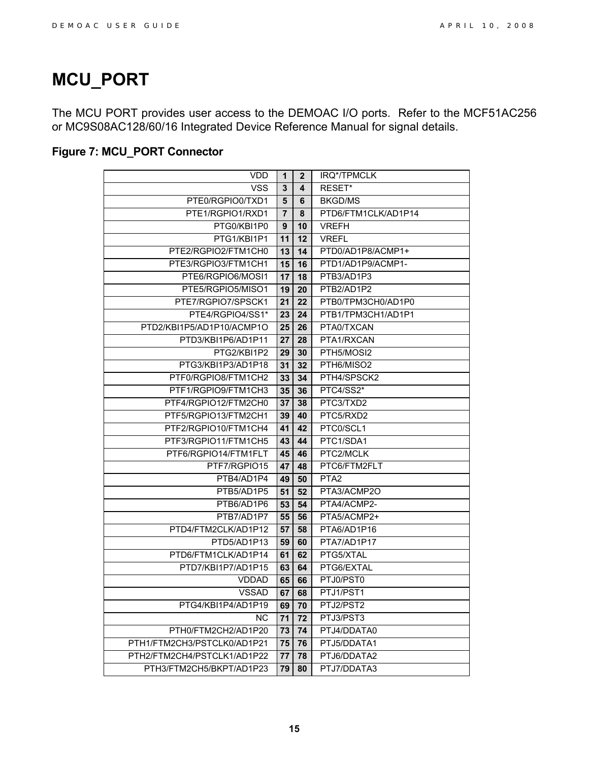# MCU_PORT

The MCU PORT provides user access to the DEMOAC I/O ports. Refer to the MCF51AC256 or MC9S08AC128/60/16 Integrated Device Reference Manual for signal details.

### Figure 7: MCU_PORT Connector

| | | | |
|---:|---|---|---|
| VDD | 1 | 2 | IRQ*/TPMCLK |
| VSS | 3 | 4 | RESET* |
| PTE0/RGPIO0/TXD1 | 5 | 6 | BKGD/MS |
| PTE1/RGPIO1/RXD1 | 7 | 8 | PTD6/FTM1CLK/AD1P14 |
| PTG0/KBI1P0 | 9 | 10 | VREFH |
| PTG1/KBI1P1 | 11 | 12 | VREFL |
| PTE2/RGPIO2/FTM1CH0 | 13 | 14 | PTD0/AD1P8/ACMP1+ |
| PTE3/RGPIO3/FTM1CH1 | 15 | 16 | PTD1/AD1P9/ACMP1- |
| PTE6/RGPIO6/MOSI1 | 17 | 18 | PTB3/AD1P3 |
| PTE5/RGPIO5/MISO1 | 19 | 20 | PTB2/AD1P2 |
| PTE7/RGPIO7/SPSCK1 | 21 | 22 | PTB0/TPM3CH0/AD1P0 |
| PTE4/RGPIO4/SS1* | 23 | 24 | PTB1/TPM3CH1/AD1P1 |
| PTD2/KBI1P5/AD1P10/ACMP1O | 25 | 26 | PTA0/TXCAN |
| PTD3/KBI1P6/AD1P11 | 27 | 28 | PTA1/RXCAN |
| PTG2/KBI1P2 | 29 | 30 | PTH5/MOSI2 |
| PTG3/KBI1P3/AD1P18 | 31 | 32 | PTH6/MISO2 |
| PTF0/RGPIO8/FTM1CH2 | 33 | 34 | PTH4/SPSCK2 |
| PTF1/RGPIO9/FTM1CH3 | 35 | 36 | PTC4/SS2* |
| PTF4/RGPIO12/FTM2CH0 | 37 | 38 | PTC3/TXD2 |
| PTF5/RGPIO13/FTM2CH1 | 39 | 40 | PTC5/RXD2 |
| PTF2/RGPIO10/FTM1CH4 | 41 | 42 | PTC0/SCL1 |
| PTF3/RGPIO11/FTM1CH5 | 43 | 44 | PTC1/SDA1 |
| PTF6/RGPIO14/FTM1FLT | 45 | 46 | PTC2/MCLK |
| PTF7/RGPIO15 | 47 | 48 | PTC6/FTM2FLT |
| PTB4/AD1P4 | 49 | 50 | PTA2 |
| PTB5/AD1P5 | 51 | 52 | PTA3/ACMP2O |
| PTB6/AD1P6 | 53 | 54 | PTA4/ACMP2- |
| PTB7/AD1P7 | 55 | 56 | PTA5/ACMP2+ |
| PTD4/FTM2CLK/AD1P12 | 57 | 58 | PTA6/AD1P16 |
| PTD5/AD1P13 | 59 | 60 | PTA7/AD1P17 |
| PTD6/FTM1CLK/AD1P14 | 61 | 62 | PTG5/XTAL |
| PTD7/KBI1P7/AD1P15 | 63 | 64 | PTG6/EXTAL |
| VDDAD | 65 | 66 | PTJ0/PST0 |
| VSSAD | 67 | 68 | PTJ1/PST1 |
| PTG4/KBI1P4/AD1P19 | 69 | 70 | PTJ2/PST2 |
| NC | 71 | 72 | PTJ3/PST3 |
| PTH0/FTM2CH2/AD1P20 | 73 | 74 | PTJ4/DDATA0 |
| PTH1/FTM2CH3/PSTCLK0/AD1P21 | 75 | 76 | PTJ5/DDATA1 |
| PTH2/FTM2CH4/PSTCLK1/AD1P22 | 77 | 78 | PTJ6/DDATA2 |
| PTH3/FTM2CH5/BKPT/AD1P23 | 79 | 80 | PTJ7/DDATA3 |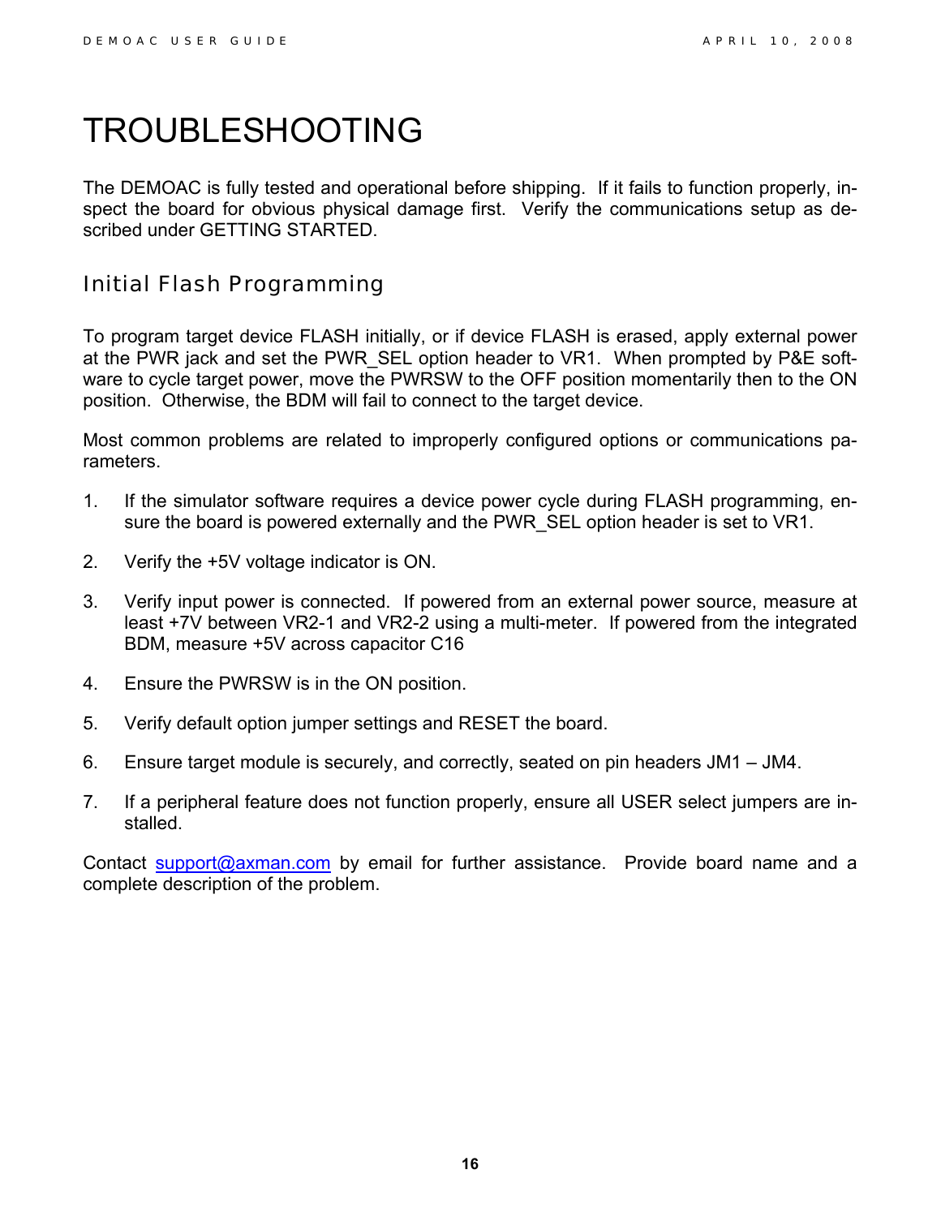# TROUBLESHOOTING

The DEMOAC is fully tested and operational before shipping. If it fails to function properly, inspect the board for obvious physical damage first. Verify the communications setup as described under GETTING STARTED.

## Initial Flash Programming

To program target device FLASH initially, or if device FLASH is erased, apply external power at the PWR jack and set the PWR_SEL option header to VR1. When prompted by P&E software to cycle target power, move the PWRSW to the OFF position momentarily then to the ON position. Otherwise, the BDM will fail to connect to the target device.

Most common problems are related to improperly configured options or communications parameters.

1. If the simulator software requires a device power cycle during FLASH programming, ensure the board is powered externally and the PWR_SEL option header is set to VR1.
2. Verify the +5V voltage indicator is ON.
3. Verify input power is connected. If powered from an external power source, measure at least +7V between VR2-1 and VR2-2 using a multi-meter. If powered from the integrated BDM, measure +5V across capacitor C16
4. Ensure the PWRSW is in the ON position.
5. Verify default option jumper settings and RESET the board.
6. Ensure target module is securely, and correctly, seated on pin headers JM1 – JM4.
7. If a peripheral feature does not function properly, ensure all USER select jumpers are installed.

Contact support@axman.com by email for further assistance. Provide board name and a complete description of the problem.